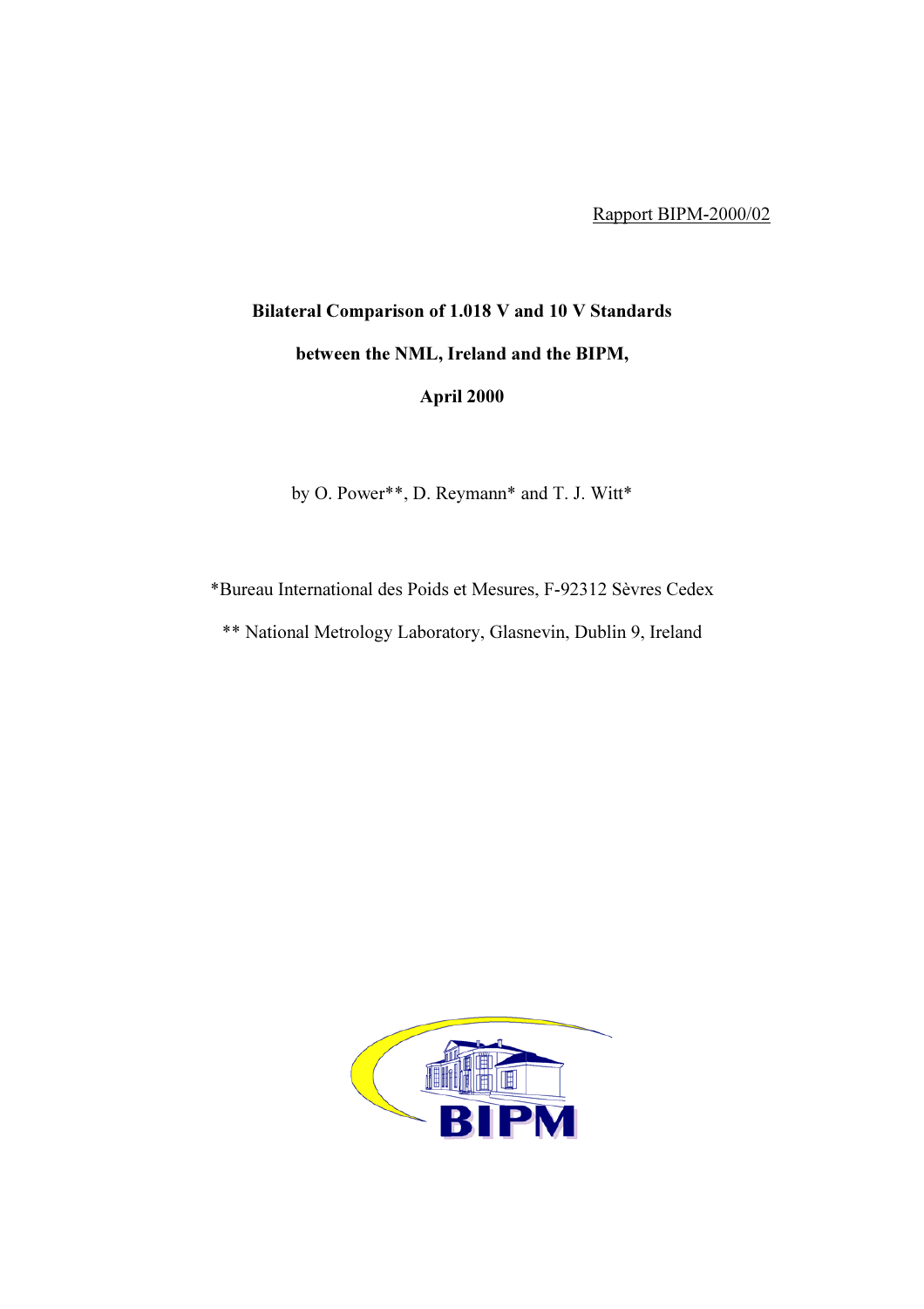Rapport BIPM-2000/02

# Bilateral Comparison of 1.018 V and 10 V Standards between the NML, Ireland and the BIPM, April 2000

by O. Power**, D. Reymann* and T. J. Witt*

*Bureau International des Poids et Mesures, F-92312 Sèvres Cedex

** National Metrology Laboratory, Glasnevin, Dublin 9, Ireland

BIPM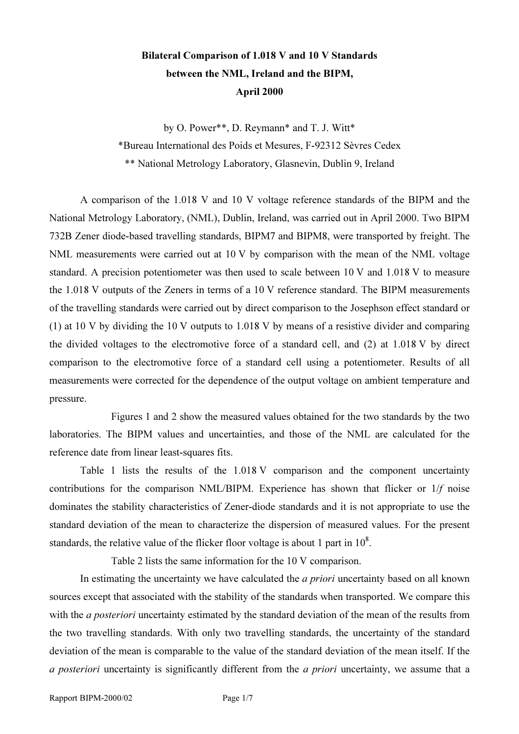**Bilateral Comparison of 1.018 V and 10 V Standards**
**between the NML, Ireland and the BIPM,**
**April 2000**

by O. Power**, D. Reymann* and T. J. Witt*

*Bureau International des Poids et Mesures, F-92312 Sèvres Cedex

** National Metrology Laboratory, Glasnevin, Dublin 9, Ireland

A comparison of the 1.018 V and 10 V voltage reference standards of the BIPM and the National Metrology Laboratory, (NML), Dublin, Ireland, was carried out in April 2000. Two BIPM 732B Zener diode-based travelling standards, BIPM7 and BIPM8, were transported by freight. The NML measurements were carried out at 10 V by comparison with the mean of the NML voltage standard. A precision potentiometer was then used to scale between 10 V and 1.018 V to measure the 1.018 V outputs of the Zeners in terms of a 10 V reference standard. The BIPM measurements of the travelling standards were carried out by direct comparison to the Josephson effect standard or (1) at 10 V by dividing the 10 V outputs to 1.018 V by means of a resistive divider and comparing the divided voltages to the electromotive force of a standard cell, and (2) at 1.018 V by direct comparison to the electromotive force of a standard cell using a potentiometer. Results of all measurements were corrected for the dependence of the output voltage on ambient temperature and pressure.

Figures 1 and 2 show the measured values obtained for the two standards by the two laboratories. The BIPM values and uncertainties, and those of the NML are calculated for the reference date from linear least-squares fits.

Table 1 lists the results of the 1.018 V comparison and the component uncertainty contributions for the comparison NML/BIPM. Experience has shown that flicker or 1/*f* noise dominates the stability characteristics of Zener-diode standards and it is not appropriate to use the standard deviation of the mean to characterize the dispersion of measured values. For the present standards, the relative value of the flicker floor voltage is about 1 part in $10^8$.

Table 2 lists the same information for the 10 V comparison.

In estimating the uncertainty we have calculated the *a priori* uncertainty based on all known sources except that associated with the stability of the standards when transported. We compare this with the *a posteriori* uncertainty estimated by the standard deviation of the mean of the results from the two travelling standards. With only two travelling standards, the uncertainty of the standard deviation of the mean is comparable to the value of the standard deviation of the mean itself. If the *a posteriori* uncertainty is significantly different from the *a priori* uncertainty, we assume that a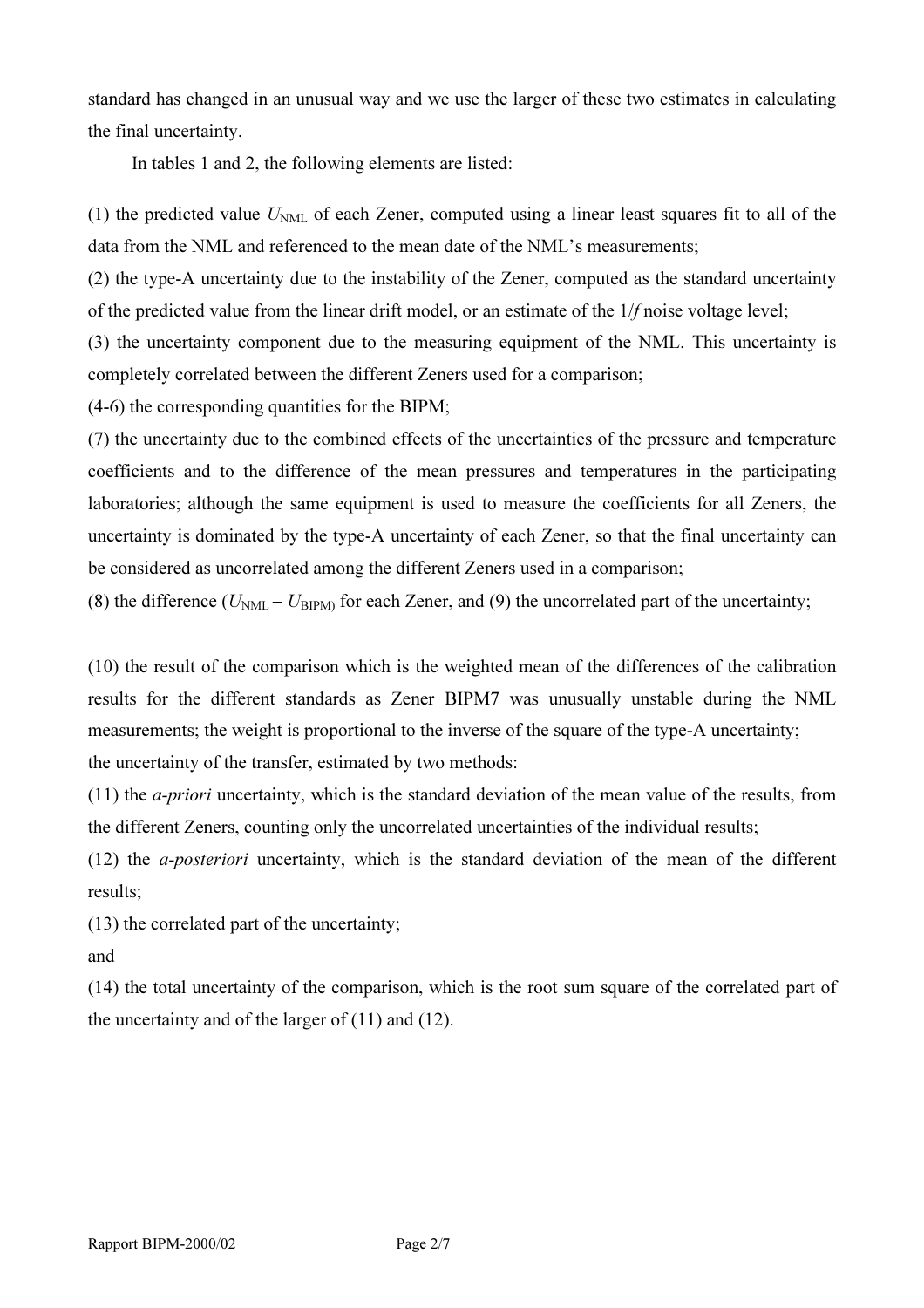standard has changed in an unusual way and we use the larger of these two estimates in calculating the final uncertainty.

In tables 1 and 2, the following elements are listed:

(1) the predicted value $U_{\mathrm{NML}}$ of each Zener, computed using a linear least squares fit to all of the data from the NML and referenced to the mean date of the NML's measurements;

(2) the type-A uncertainty due to the instability of the Zener, computed as the standard uncertainty of the predicted value from the linear drift model, or an estimate of the $1/f$ noise voltage level;

(3) the uncertainty component due to the measuring equipment of the NML. This uncertainty is completely correlated between the different Zeners used for a comparison;

(4-6) the corresponding quantities for the BIPM;

(7) the uncertainty due to the combined effects of the uncertainties of the pressure and temperature coefficients and to the difference of the mean pressures and temperatures in the participating laboratories; although the same equipment is used to measure the coefficients for all Zeners, the uncertainty is dominated by the type-A uncertainty of each Zener, so that the final uncertainty can be considered as uncorrelated among the different Zeners used in a comparison;

(8) the difference ($U_{\mathrm{NML}} - U_{\mathrm{BIPM}}$) for each Zener, and (9) the uncorrelated part of the uncertainty;

(10) the result of the comparison which is the weighted mean of the differences of the calibration results for the different standards as Zener BIPM7 was unusually unstable during the NML measurements; the weight is proportional to the inverse of the square of the type-A uncertainty;

the uncertainty of the transfer, estimated by two methods:

(11) the *a-priori* uncertainty, which is the standard deviation of the mean value of the results, from the different Zeners, counting only the uncorrelated uncertainties of the individual results;

(12) the *a-posteriori* uncertainty, which is the standard deviation of the mean of the different results;

(13) the correlated part of the uncertainty;

and

(14) the total uncertainty of the comparison, which is the root sum square of the correlated part of the uncertainty and of the larger of (11) and (12).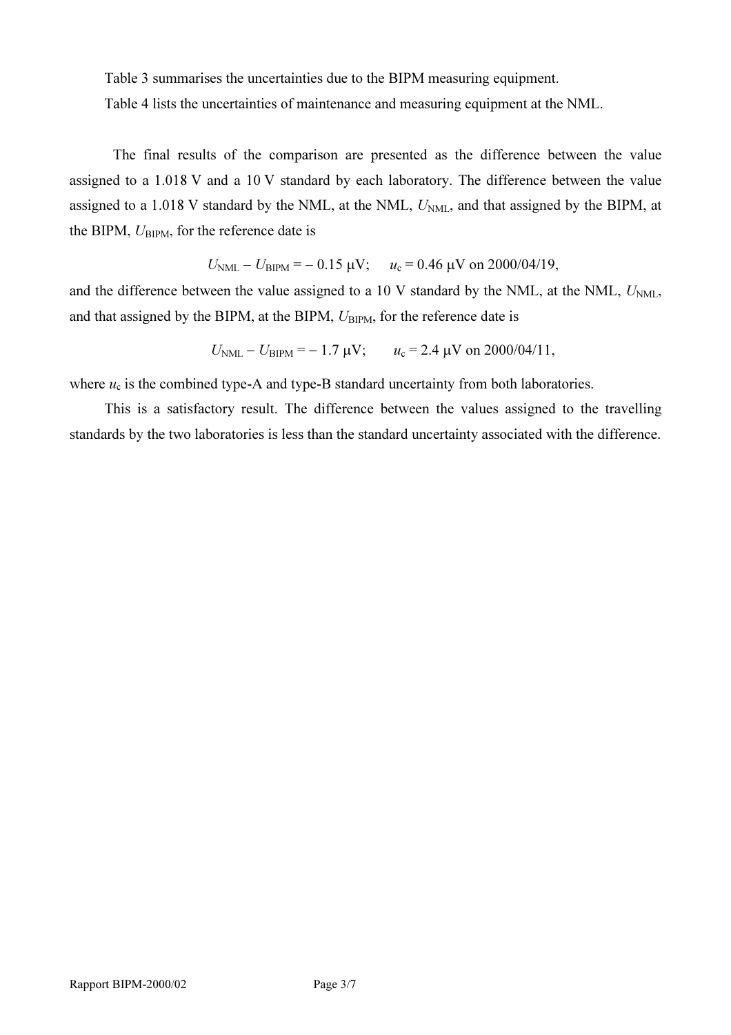Table 3 summarises the uncertainties due to the BIPM measuring equipment.

Table 4 lists the uncertainties of maintenance and measuring equipment at the NML.

The final results of the comparison are presented as the difference between the value assigned to a 1.018 V and a 10 V standard by each laboratory. The difference between the value assigned to a 1.018 V standard by the NML, at the NML, $U_{NML}$, and that assigned by the BIPM, at the BIPM, $U_{BIPM}$, for the reference date is

$$U_{NML} - U_{BIPM} = -0.15 \ \mu\text{V}; \quad u_c = 0.46 \ \mu\text{V on 2000/04/19},$$

and the difference between the value assigned to a 10 V standard by the NML, at the NML, $U_{NML}$, and that assigned by the BIPM, at the BIPM, $U_{BIPM}$, for the reference date is

$$U_{NML} - U_{BIPM} = -1.7 \ \mu\text{V}; \quad u_c = 2.4 \ \mu\text{V on 2000/04/11},$$

where $u_c$ is the combined type-A and type-B standard uncertainty from both laboratories.

This is a satisfactory result. The difference between the values assigned to the travelling standards by the two laboratories is less than the standard uncertainty associated with the difference.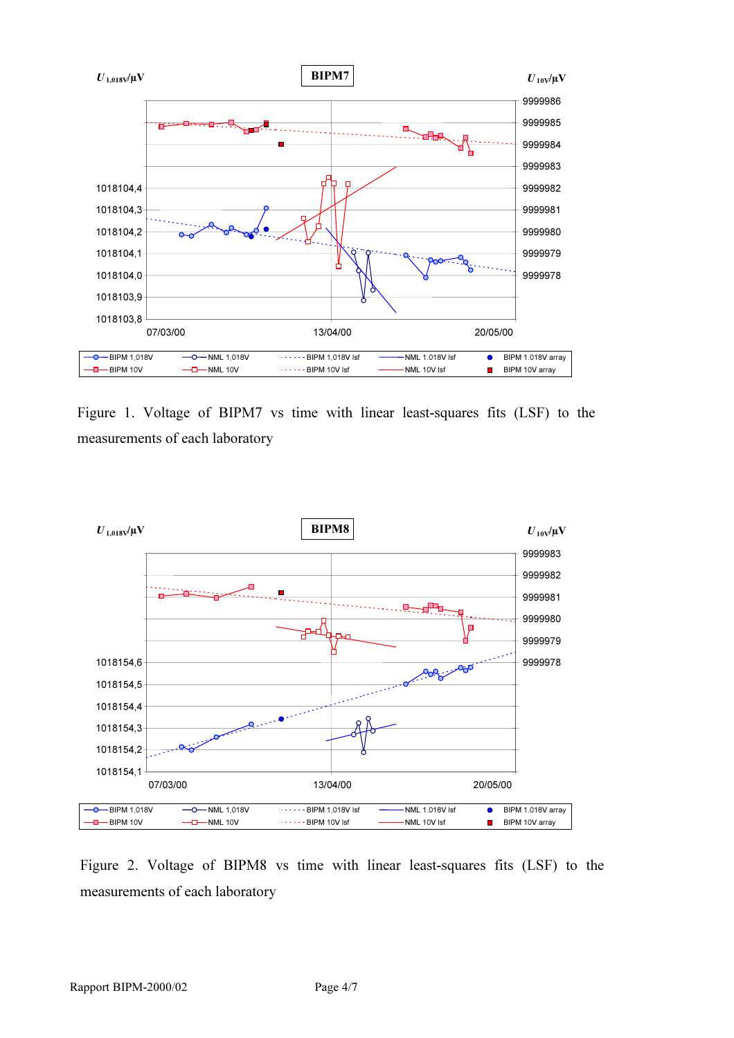Figure 1. Voltage of BIPM7 vs time with linear least-squares fits (LSF) to the measurements of each laboratory

Figure 2. Voltage of BIPM8 vs time with linear least-squares fits (LSF) to the measurements of each laboratory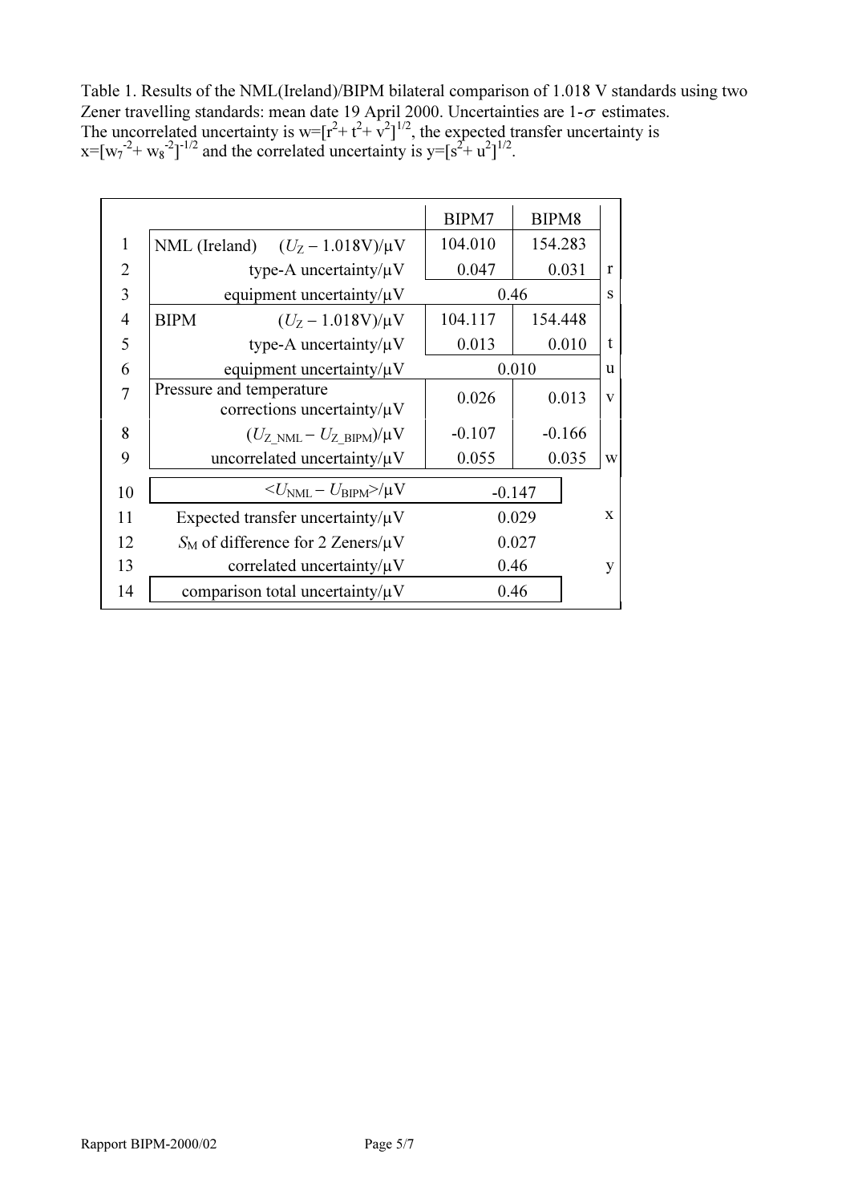Table 1. Results of the NML(Ireland)/BIPM bilateral comparison of 1.018 V standards using two Zener travelling standards: mean date 19 April 2000. Uncertainties are 1-$\sigma$ estimates. The uncorrelated uncertainty is $w=[r^2+t^2+v^2]^{1/2}$, the expected transfer uncertainty is $x=[w_7^{-2}+w_8^{-2}]^{-1/2}$ and the correlated uncertainty is $y=[s^2+u^2]^{1/2}$.

| | | BIPM7 | BIPM8 | |
|---|---|---|---|---|
| 1 | NML (Ireland) $(U_Z - 1.018\text{V})/\mu\text{V}$ | 104.010 | 154.283 | |
| 2 | type-A uncertainty/μV | 0.047 | 0.031 | r |
| 3 | equipment uncertainty/μV | 0.46 | | s |
| 4 | BIPM $(U_Z - 1.018\text{V})/\mu\text{V}$ | 104.117 | 154.448 | |
| 5 | type-A uncertainty/μV | 0.013 | 0.010 | t |
| 6 | equipment uncertainty/μV | 0.010 | | u |
| 7 | Pressure and temperature corrections uncertainty/μV | 0.026 | 0.013 | v |
| 8 | $(U_{Z\_NML} - U_{Z\_BIPM})/\mu\text{V}$ | -0.107 | -0.166 | |
| 9 | uncorrelated uncertainty/μV | 0.055 | 0.035 | w |
| 10 | $\langle U_{NML} - U_{BIPM}\rangle/\mu\text{V}$ | -0.147 | | |
| 11 | Expected transfer uncertainty/μV | 0.029 | | x |
| 12 | $S_M$ of difference for 2 Zeners/μV | 0.027 | | |
| 13 | correlated uncertainty/μV | 0.46 | | y |
| 14 | comparison total uncertainty/μV | 0.46 | | |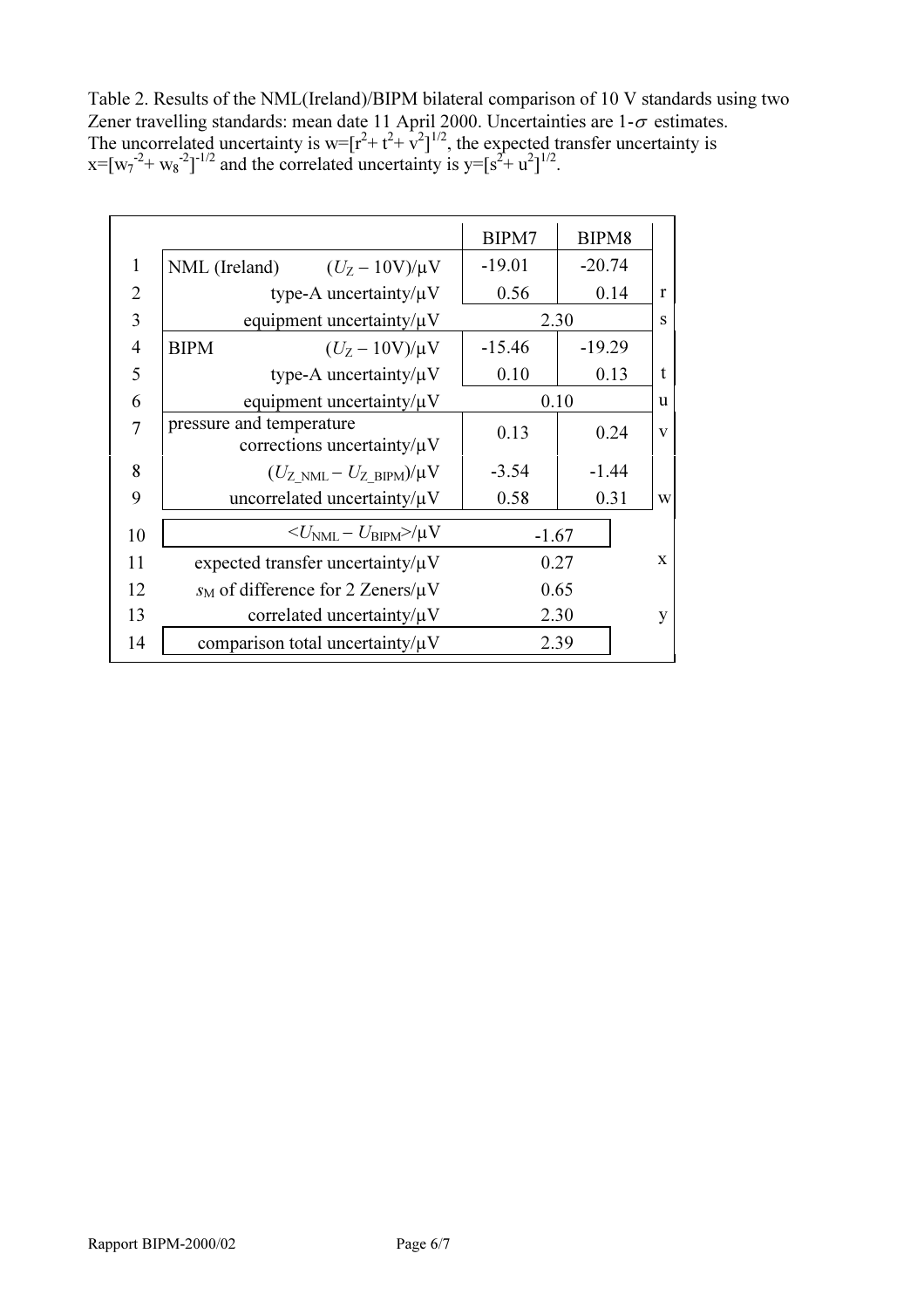Table 2. Results of the NML(Ireland)/BIPM bilateral comparison of 10 V standards using two Zener travelling standards: mean date 11 April 2000. Uncertainties are 1-$\sigma$ estimates. The uncorrelated uncertainty is $w=[r^2+t^2+v^2]^{1/2}$, the expected transfer uncertainty is $x=[w_7^{-2}+w_8^{-2}]^{-1/2}$ and the correlated uncertainty is $y=[s^2+u^2]^{1/2}$.

| | | BIPM7 | BIPM8 | |
|---|---|---|---|---|
| 1 | NML (Ireland) $(U_Z - 10\text{V})/\mu\text{V}$ | -19.01 | -20.74 | |
| 2 | type-A uncertainty/$\mu$V | 0.56 | 0.14 | r |
| 3 | equipment uncertainty/$\mu$V | 2.30 | | s |
| 4 | BIPM $(U_Z - 10\text{V})/\mu\text{V}$ | -15.46 | -19.29 | |
| 5 | type-A uncertainty/$\mu$V | 0.10 | 0.13 | t |
| 6 | equipment uncertainty/$\mu$V | 0.10 | | u |
| 7 | pressure and temperature corrections uncertainty/$\mu$V | 0.13 | 0.24 | v |
| 8 | $(U_{Z\_NML} - U_{Z\_BIPM})/\mu\text{V}$ | -3.54 | -1.44 | |
| 9 | uncorrelated uncertainty/$\mu$V | 0.58 | 0.31 | w |
| 10 | $\langle U_{NML} - U_{BIPM}\rangle/\mu\text{V}$ | -1.67 | | |
| 11 | expected transfer uncertainty/$\mu$V | 0.27 | | x |
| 12 | $s_M$ of difference for 2 Zeners/$\mu$V | 0.65 | | |
| 13 | correlated uncertainty/$\mu$V | 2.30 | | y |
| 14 | comparison total uncertainty/$\mu$V | 2.39 | | |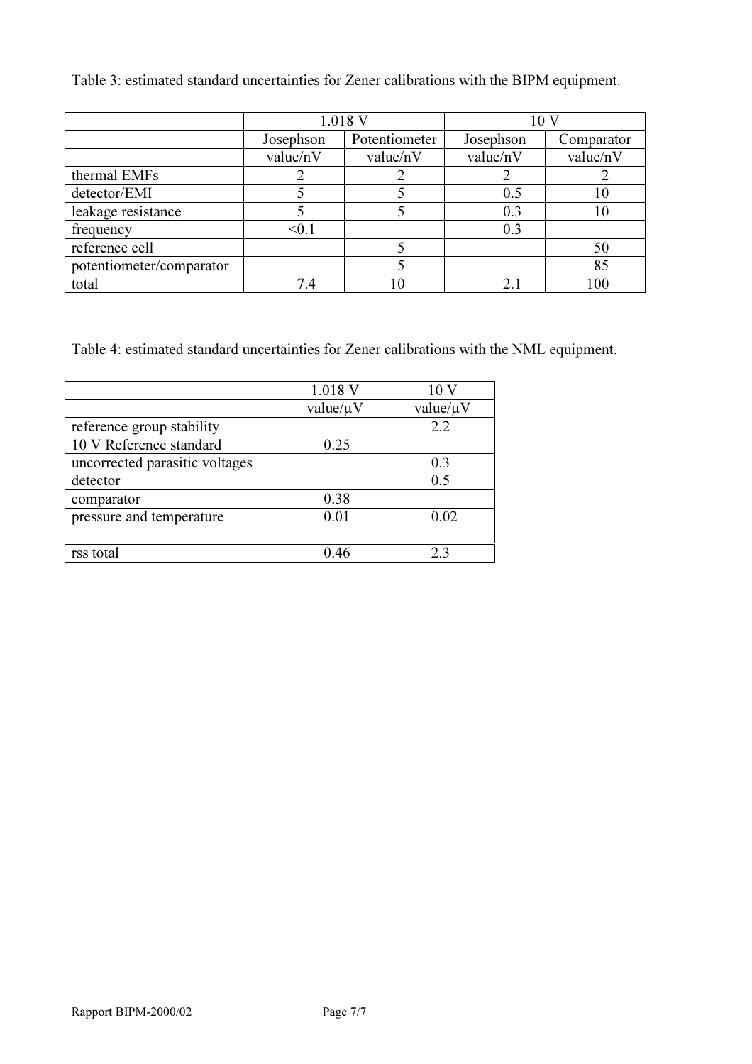Table 3: estimated standard uncertainties for Zener calibrations with the BIPM equipment.

| | 1.018 V | | 10 V | |
|---|---|---|---|---|
| | Josephson | Potentiometer | Josephson | Comparator |
| | value/nV | value/nV | value/nV | value/nV |
| thermal EMFs | 2 | 2 | 2 | 2 |
| detector/EMI | 5 | 5 | 0.5 | 10 |
| leakage resistance | 5 | 5 | 0.3 | 10 |
| frequency | <0.1 | | 0.3 | |
| reference cell | | 5 | | 50 |
| potentiometer/comparator | | 5 | | 85 |
| total | 7.4 | 10 | 2.1 | 100 |

Table 4: estimated standard uncertainties for Zener calibrations with the NML equipment.

| | 1.018 V | 10 V |
|---|---|---|
| | value/μV | value/μV |
| reference group stability | | 2.2 |
| 10 V Reference standard | 0.25 | |
| uncorrected parasitic voltages | | 0.3 |
| detector | | 0.5 |
| comparator | 0.38 | |
| pressure and temperature | 0.01 | 0.02 |
| | | |
| rss total | 0.46 | 2.3 |